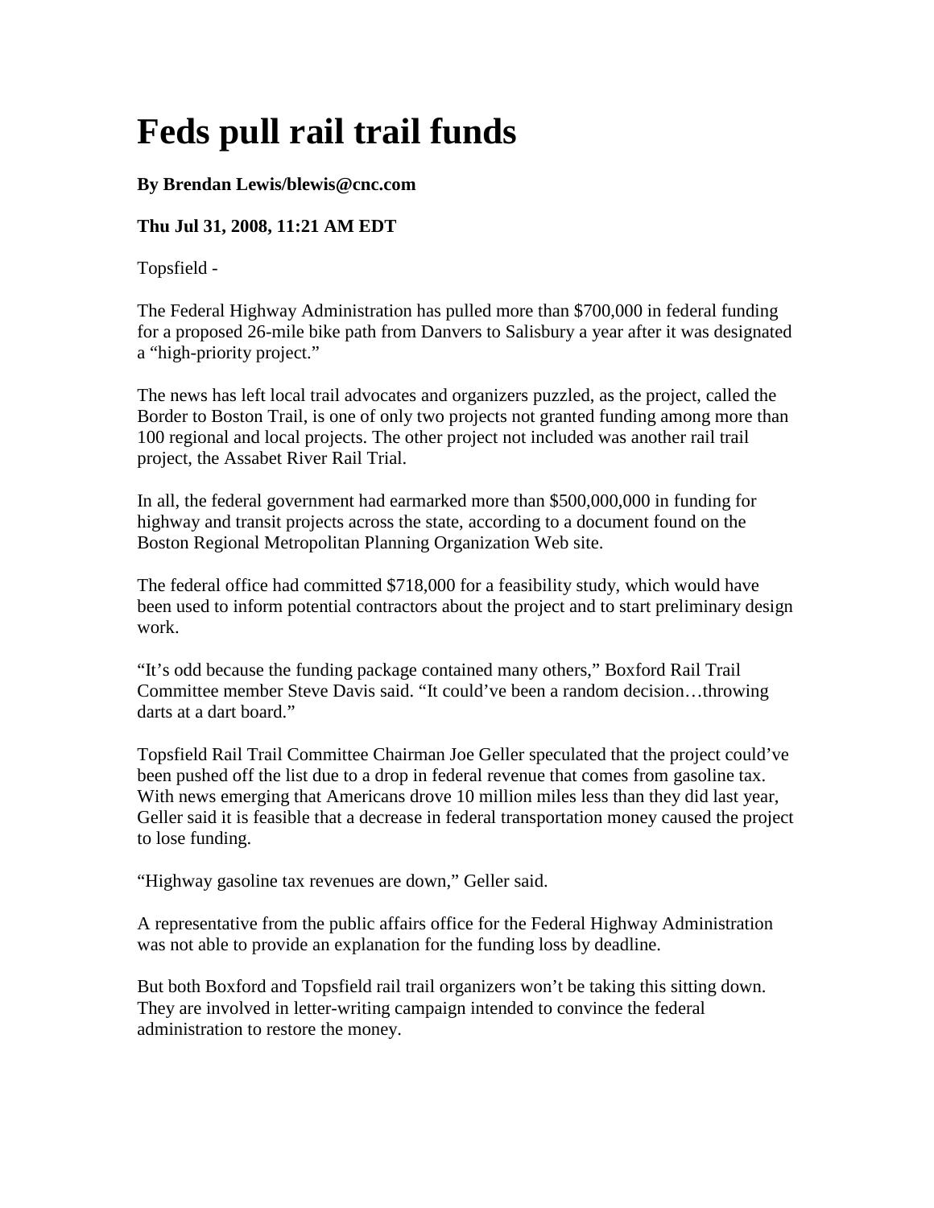# Feds pull rail trail funds

**By Brendan Lewis/blewis@cnc.com**

**Thu Jul 31, 2008, 11:21 AM EDT**

Topsfield -

The Federal Highway Administration has pulled more than $700,000 in federal funding for a proposed 26-mile bike path from Danvers to Salisbury a year after it was designated a "high-priority project."

The news has left local trail advocates and organizers puzzled, as the project, called the Border to Boston Trail, is one of only two projects not granted funding among more than 100 regional and local projects. The other project not included was another rail trail project, the Assabet River Rail Trial.

In all, the federal government had earmarked more than $500,000,000 in funding for highway and transit projects across the state, according to a document found on the Boston Regional Metropolitan Planning Organization Web site.

The federal office had committed $718,000 for a feasibility study, which would have been used to inform potential contractors about the project and to start preliminary design work.

"It's odd because the funding package contained many others," Boxford Rail Trail Committee member Steve Davis said. "It could've been a random decision…throwing darts at a dart board."

Topsfield Rail Trail Committee Chairman Joe Geller speculated that the project could've been pushed off the list due to a drop in federal revenue that comes from gasoline tax. With news emerging that Americans drove 10 million miles less than they did last year, Geller said it is feasible that a decrease in federal transportation money caused the project to lose funding.

"Highway gasoline tax revenues are down," Geller said.

A representative from the public affairs office for the Federal Highway Administration was not able to provide an explanation for the funding loss by deadline.

But both Boxford and Topsfield rail trail organizers won't be taking this sitting down. They are involved in letter-writing campaign intended to convince the federal administration to restore the money.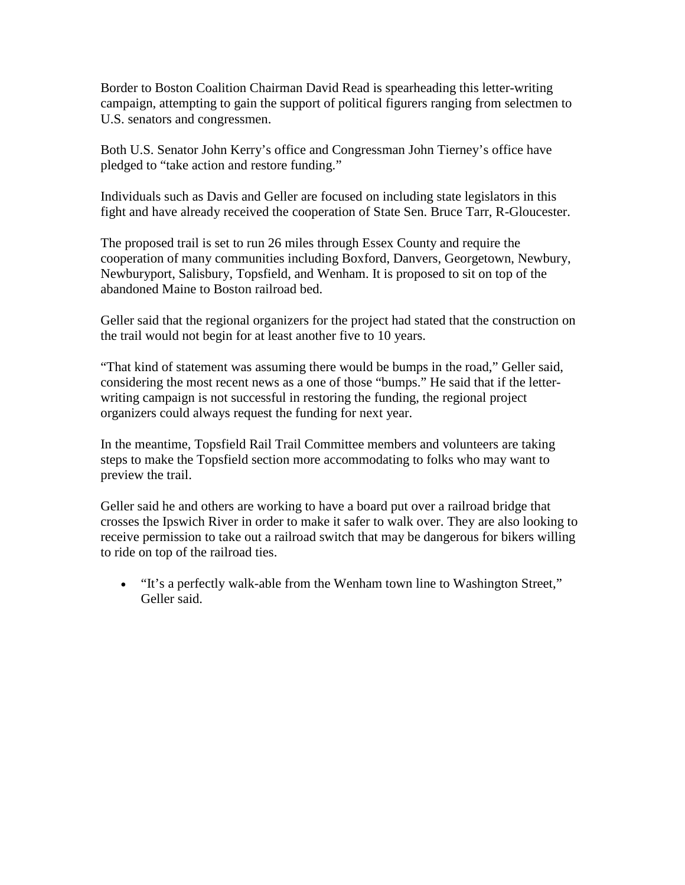Border to Boston Coalition Chairman David Read is spearheading this letter-writing campaign, attempting to gain the support of political figurers ranging from selectmen to U.S. senators and congressmen.

Both U.S. Senator John Kerry's office and Congressman John Tierney's office have pledged to "take action and restore funding."

Individuals such as Davis and Geller are focused on including state legislators in this fight and have already received the cooperation of State Sen. Bruce Tarr, R-Gloucester.

The proposed trail is set to run 26 miles through Essex County and require the cooperation of many communities including Boxford, Danvers, Georgetown, Newbury, Newburyport, Salisbury, Topsfield, and Wenham. It is proposed to sit on top of the abandoned Maine to Boston railroad bed.

Geller said that the regional organizers for the project had stated that the construction on the trail would not begin for at least another five to 10 years.

"That kind of statement was assuming there would be bumps in the road," Geller said, considering the most recent news as a one of those "bumps." He said that if the letter-writing campaign is not successful in restoring the funding, the regional project organizers could always request the funding for next year.

In the meantime, Topsfield Rail Trail Committee members and volunteers are taking steps to make the Topsfield section more accommodating to folks who may want to preview the trail.

Geller said he and others are working to have a board put over a railroad bridge that crosses the Ipswich River in order to make it safer to walk over. They are also looking to receive permission to take out a railroad switch that may be dangerous for bikers willing to ride on top of the railroad ties.

- "It's a perfectly walk-able from the Wenham town line to Washington Street," Geller said.